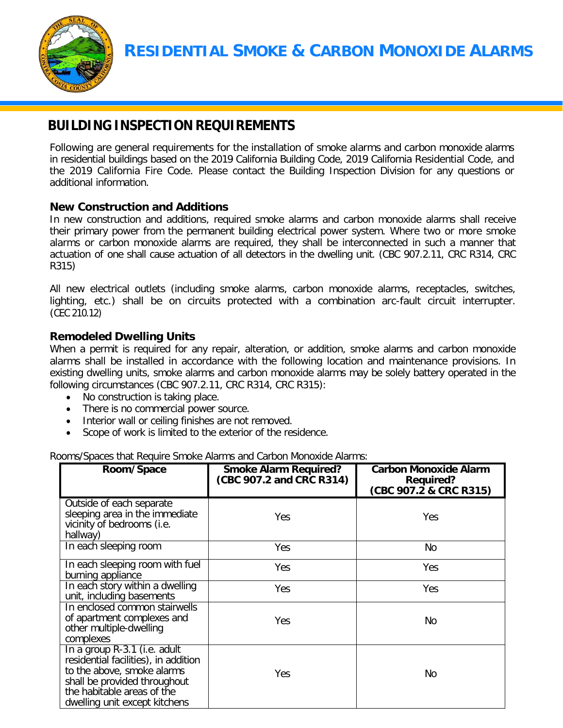# RESIDENTIAL SMOKE & CARBON MONOXIDE ALARMS

## BUILDING INSPECTION REQUIREMENTS

Following are general requirements for the installation of smoke alarms and carbon monoxide alarms in residential buildings based on the 2019 California Building Code, 2019 California Residential Code, and the 2019 California Fire Code. Please contact the Building Inspection Division for any questions or additional information.

### New Construction and Additions

In new construction and additions, required smoke alarms and carbon monoxide alarms shall receive their primary power from the permanent building electrical power system. Where two or more smoke alarms or carbon monoxide alarms are required, they shall be interconnected in such a manner that actuation of one shall cause actuation of all detectors in the dwelling unit. (CBC 907.2.11, CRC R314, CRC R315)

All new electrical outlets (including smoke alarms, carbon monoxide alarms, receptacles, switches, lighting, etc.) shall be on circuits protected with a combination arc-fault circuit interrupter. (CEC 210.12)

### Remodeled Dwelling Units

When a permit is required for any repair, alteration, or addition, smoke alarms and carbon monoxide alarms shall be installed in accordance with the following location and maintenance provisions. In existing dwelling units, smoke alarms and carbon monoxide alarms may be solely battery operated in the following circumstances (CBC 907.2.11, CRC R314, CRC R315):

- No construction is taking place.
- There is no commercial power source.
- Interior wall or ceiling finishes are not removed.
- Scope of work is limited to the exterior of the residence.

Rooms/Spaces that Require Smoke Alarms and Carbon Monoxide Alarms:

| Room/Space | Smoke Alarm Required? (CBC 907.2 and CRC R314) | Carbon Monoxide Alarm Required? (CBC 907.2 & CRC R315) |
|---|---|---|
| Outside of each separate sleeping area in the immediate vicinity of bedrooms (i.e. hallway) | Yes | Yes |
| In each sleeping room | Yes | No |
| In each sleeping room with fuel burning appliance | Yes | Yes |
| In each story within a dwelling unit, including basements | Yes | Yes |
| In enclosed common stairwells of apartment complexes and other multiple-dwelling complexes | Yes | No |
| In a group R-3.1 (i.e. adult residential facilities), in addition to the above, smoke alarms shall be provided throughout the habitable areas of the dwelling unit except kitchens | Yes | No |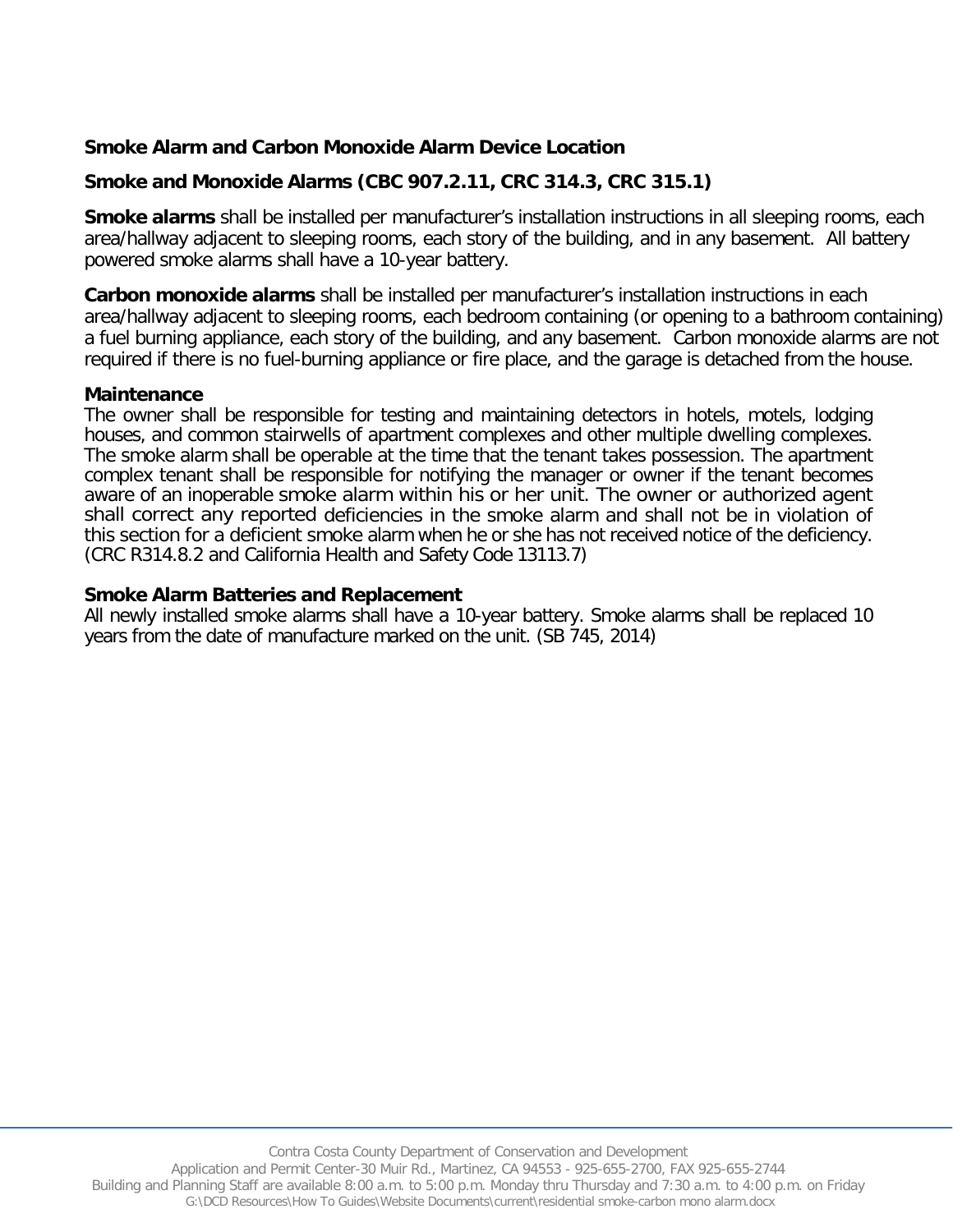**Smoke Alarm and Carbon Monoxide Alarm Device Location**

**Smoke and Monoxide Alarms (CBC 907.2.11, CRC 314.3, CRC 315.1)**

**Smoke alarms** shall be installed per manufacturer's installation instructions in all sleeping rooms, each area/hallway adjacent to sleeping rooms, each story of the building, and in any basement. All battery powered smoke alarms shall have a 10-year battery.

**Carbon monoxide alarms** shall be installed per manufacturer's installation instructions in each area/hallway adjacent to sleeping rooms, each bedroom containing (or opening to a bathroom containing) a fuel burning appliance, each story of the building, and any basement. Carbon monoxide alarms are not required if there is no fuel-burning appliance or fire place, and the garage is detached from the house.

**Maintenance**

The owner shall be responsible for testing and maintaining detectors in hotels, motels, lodging houses, and common stairwells of apartment complexes and other multiple dwelling complexes. The smoke alarm shall be operable at the time that the tenant takes possession. The apartment complex tenant shall be responsible for notifying the manager or owner if the tenant becomes aware of an inoperable smoke alarm within his or her unit. The owner or authorized agent shall correct any reported deficiencies in the smoke alarm and shall not be in violation of this section for a deficient smoke alarm when he or she has not received notice of the deficiency. (CRC R314.8.2 and California Health and Safety Code 13113.7)

**Smoke Alarm Batteries and Replacement**

All newly installed smoke alarms shall have a 10-year battery. Smoke alarms shall be replaced 10 years from the date of manufacture marked on the unit. (SB 745, 2014)

Contra Costa County Department of Conservation and Development
Application and Permit Center-30 Muir Rd., Martinez, CA 94553 - 925-655-2700, FAX 925-655-2744
Building and Planning Staff are available 8:00 a.m. to 5:00 p.m. Monday thru Thursday and 7:30 a.m. to 4:00 p.m. on Friday
G:\DCD Resources\How To Guides\Website Documents\current\residential smoke-carbon mono alarm.docx